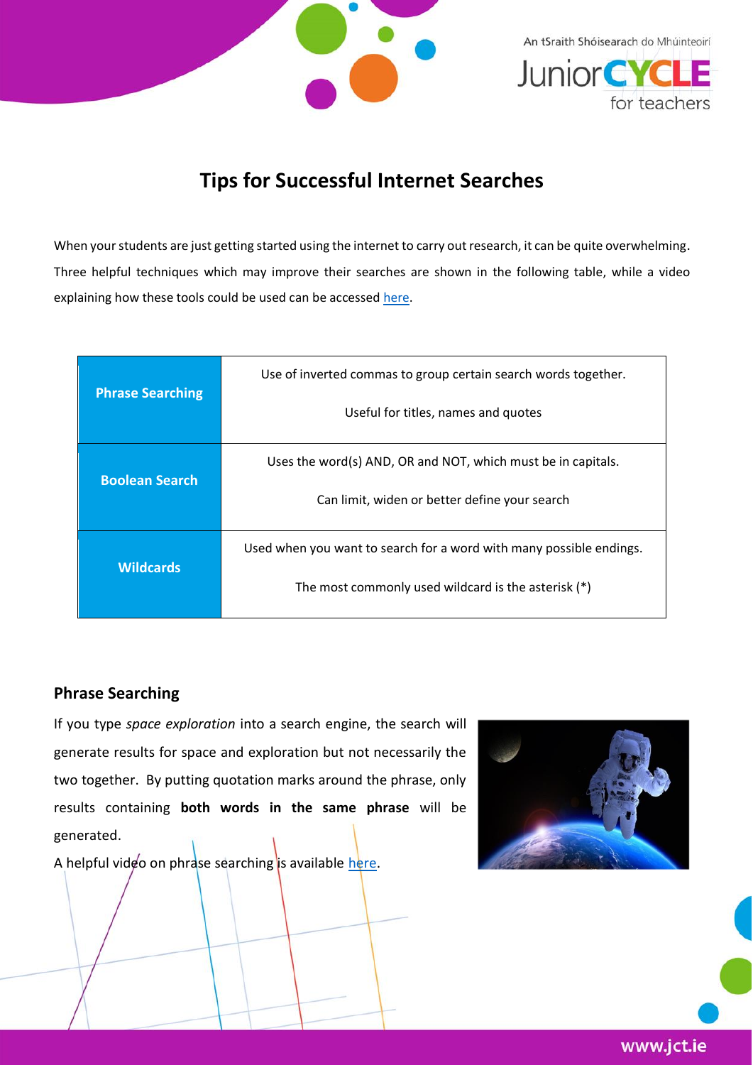# Tips for Successful Internet Searches

When your students are just getting started using the internet to carry out research, it can be quite overwhelming. Three helpful techniques which may improve their searches are shown in the following table, while a video explaining how these tools could be used can be accessed here.

| | |
|---|---|
| **Phrase Searching** | Use of inverted commas to group certain search words together.<br><br>Useful for titles, names and quotes |
| **Boolean Search** | Uses the word(s) AND, OR and NOT, which must be in capitals.<br><br>Can limit, widen or better define your search |
| **Wildcards** | Used when you want to search for a word with many possible endings.<br><br>The most commonly used wildcard is the asterisk (*) |

## Phrase Searching

If you type *space exploration* into a search engine, the search will generate results for space and exploration but not necessarily the two together. By putting quotation marks around the phrase, only results containing **both words in the same phrase** will be generated.

A helpful video on phrase searching is available here.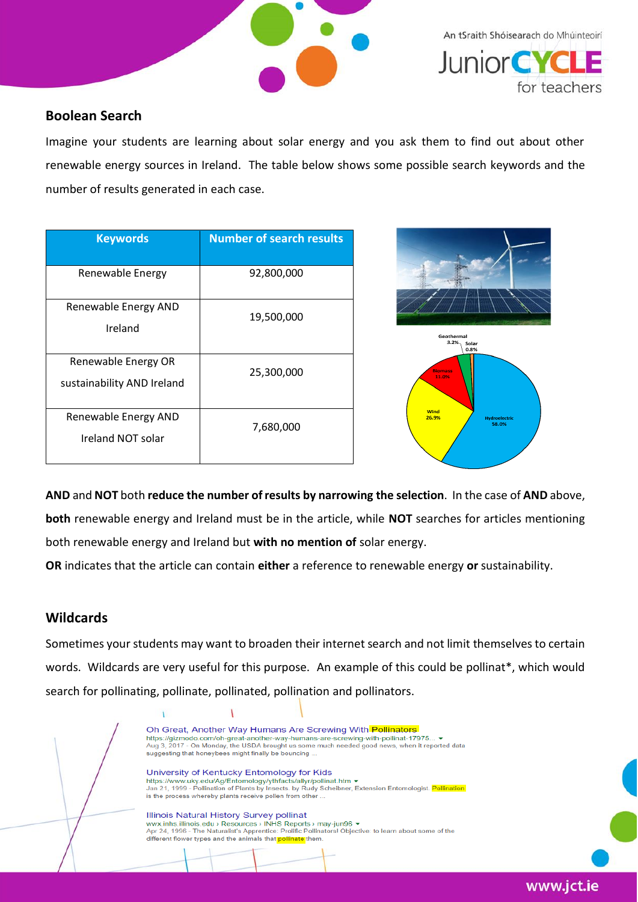## Boolean Search

Imagine your students are learning about solar energy and you ask them to find out about other renewable energy sources in Ireland. The table below shows some possible search keywords and the number of results generated in each case.

| Keywords | Number of search results |
| --- | --- |
| Renewable Energy | 92,800,000 |
| Renewable Energy AND Ireland | 19,500,000 |
| Renewable Energy OR sustainability AND Ireland | 25,300,000 |
| Renewable Energy AND Ireland NOT solar | 7,680,000 |

Geothermal 3.2%
Solar 0.8%
Biomass 11.0%
Wind 26.9%
Hydroelectric 58.0%

**AND** and **NOT** both **reduce the number of results by narrowing the selection**. In the case of **AND** above, **both** renewable energy and Ireland must be in the article, while **NOT** searches for articles mentioning both renewable energy and Ireland but **with no mention of** solar energy.

**OR** indicates that the article can contain **either** a reference to renewable energy **or** sustainability.

## Wildcards

Sometimes your students may want to broaden their internet search and not limit themselves to certain words. Wildcards are very useful for this purpose. An example of this could be pollinat*, which would search for pollinating, pollinate, pollinated, pollination and pollinators.

Oh Great, Another Way Humans Are Screwing With Pollinators
https://gizmodo.com/oh-great-another-way-humans-are-screwing-with-pollinat-17975...
Aug 3, 2017 - On Monday, the USDA brought us some much needed good news, when it reported data suggesting that honeybees might finally be bouncing ...

University of Kentucky Entomology for Kids
https://www.uky.edu/Ag/Entomology/ythfacts/allyr/pollinat.htm
Jan 21, 1999 - Pollination of Plants by Insects. by Rudy Scheibner, Extension Entomologist. Pollination is the process whereby plants receive pollen from other ...

Illinois Natural History Survey pollinat
wwx.inhs.illinois.edu › Resources › INHS Reports › may-jun96
Apr 24, 1996 - The Naturalist's Apprentice: Prolific Pollinators! Objective: to learn about some of the different flower types and the animals that pollinate them.